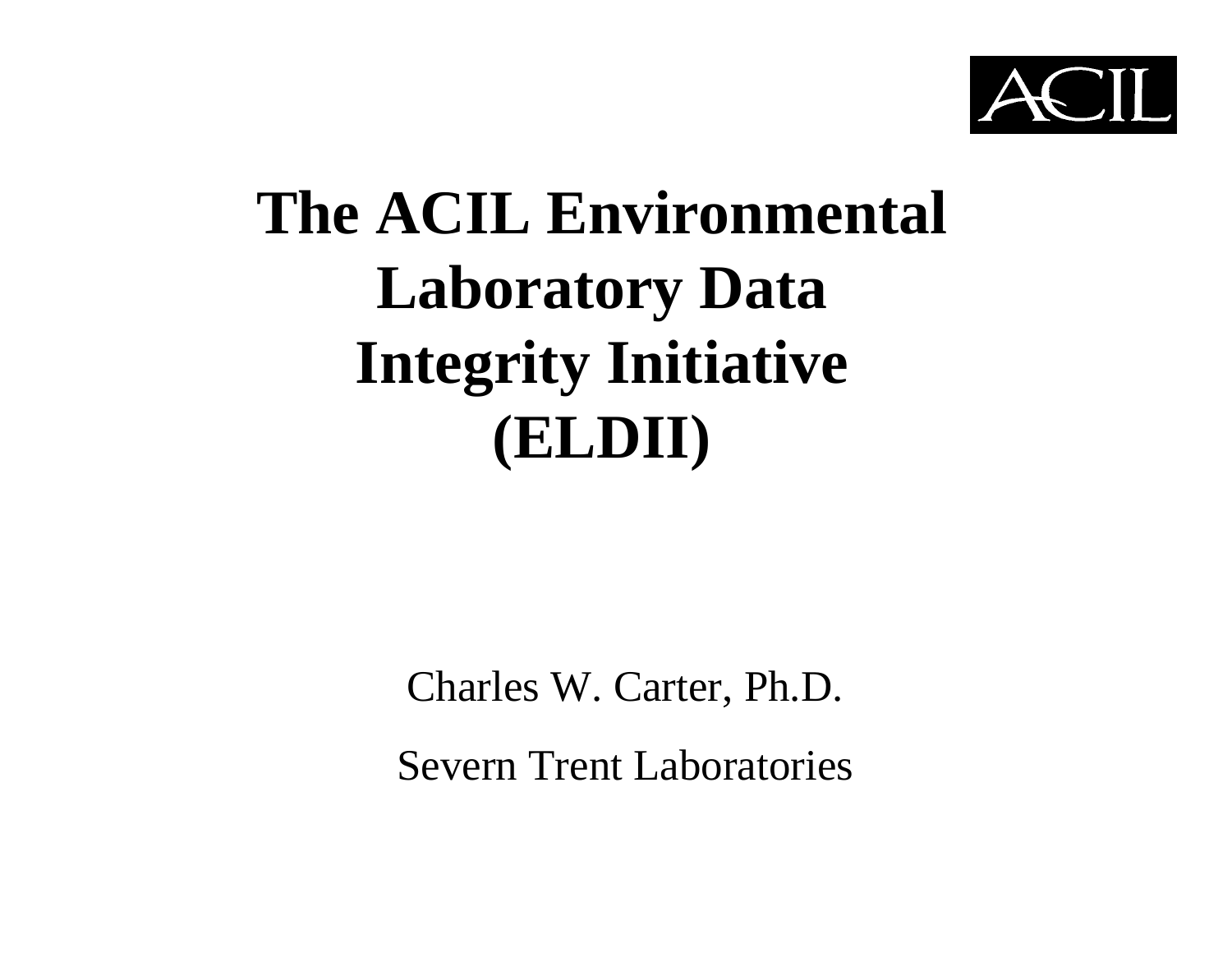ACIL

# The ACIL Environmental Laboratory Data Integrity Initiative (ELDII)

Charles W. Carter, Ph.D.

Severn Trent Laboratories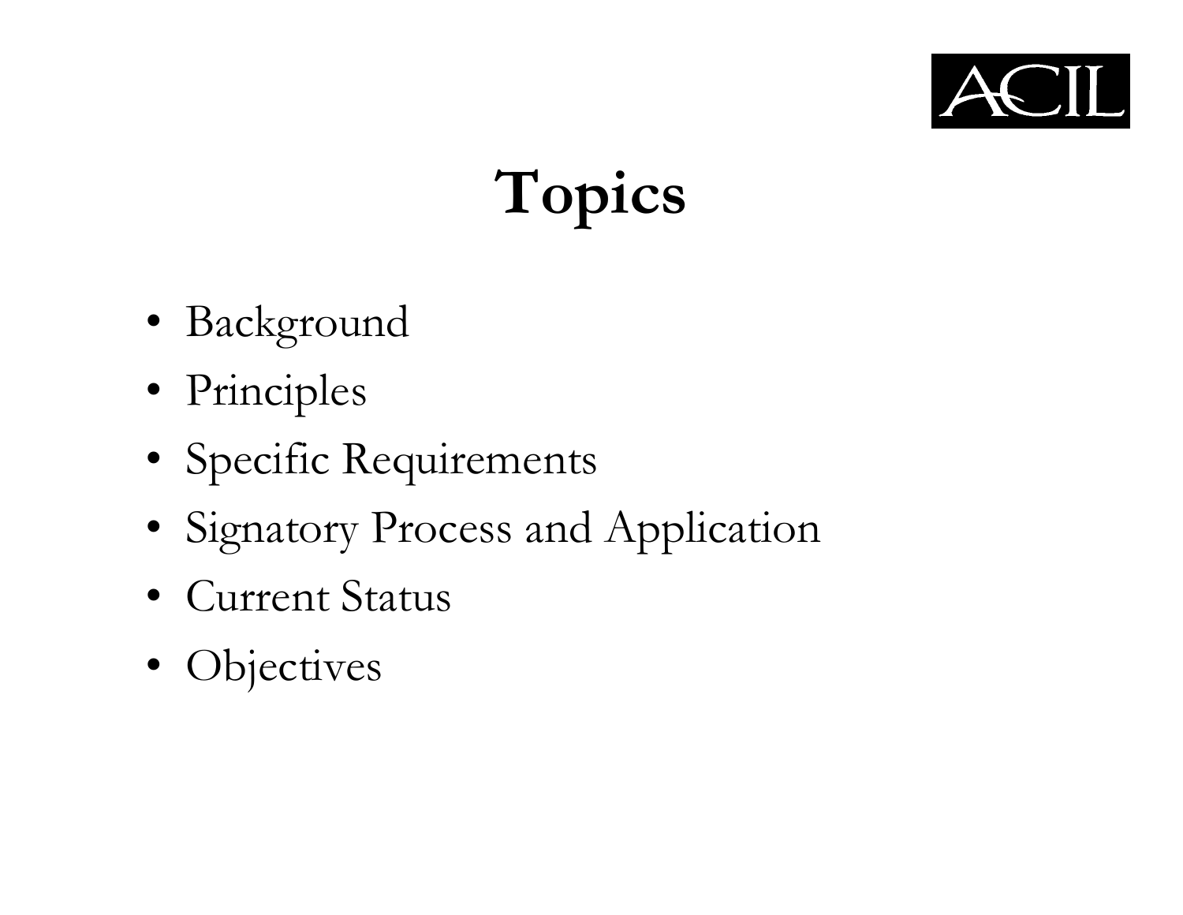# Topics

- Background
- Principles
- Specific Requirements
- Signatory Process and Application
- Current Status
- Objectives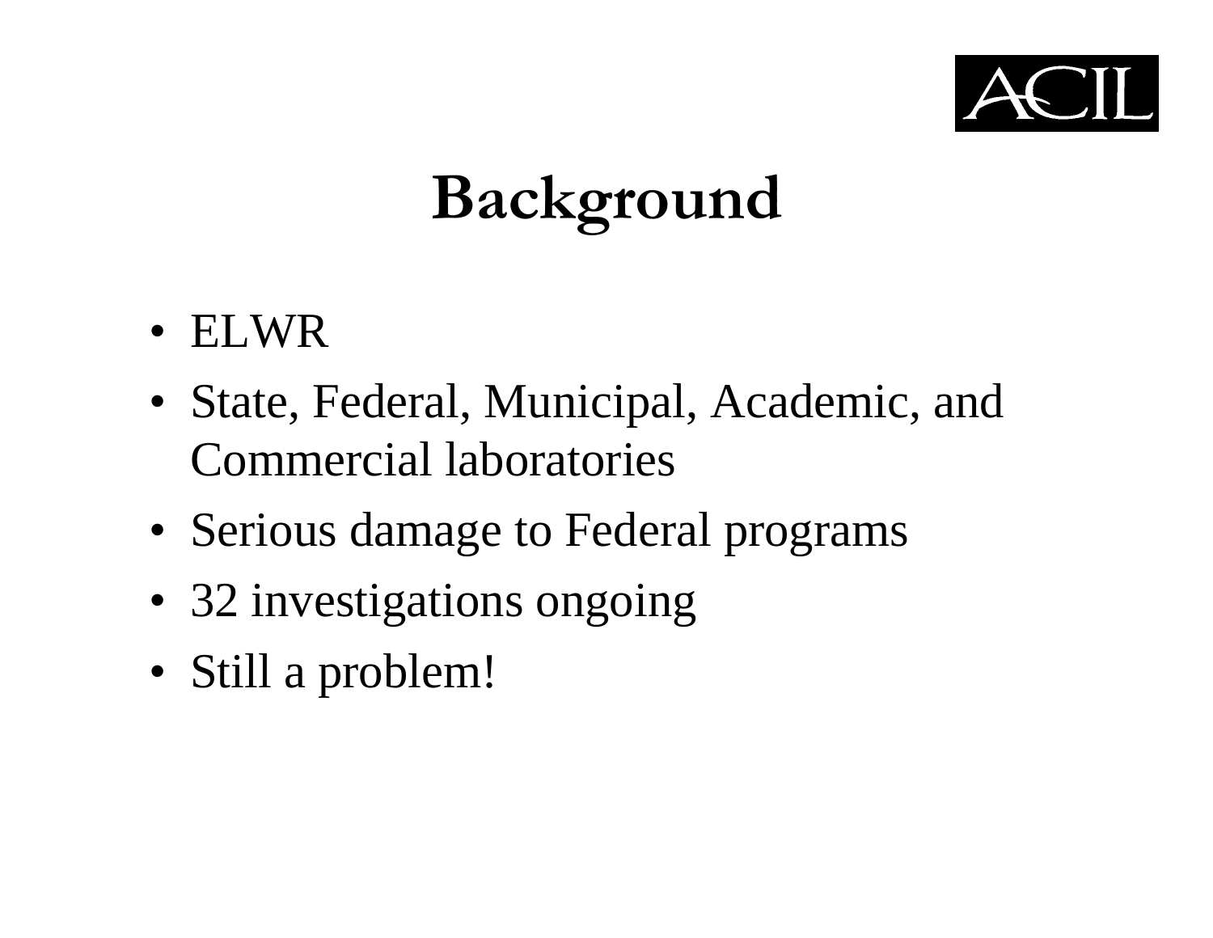# Background

- ELWR
- State, Federal, Municipal, Academic, and Commercial laboratories
- Serious damage to Federal programs
- 32 investigations ongoing
- Still a problem!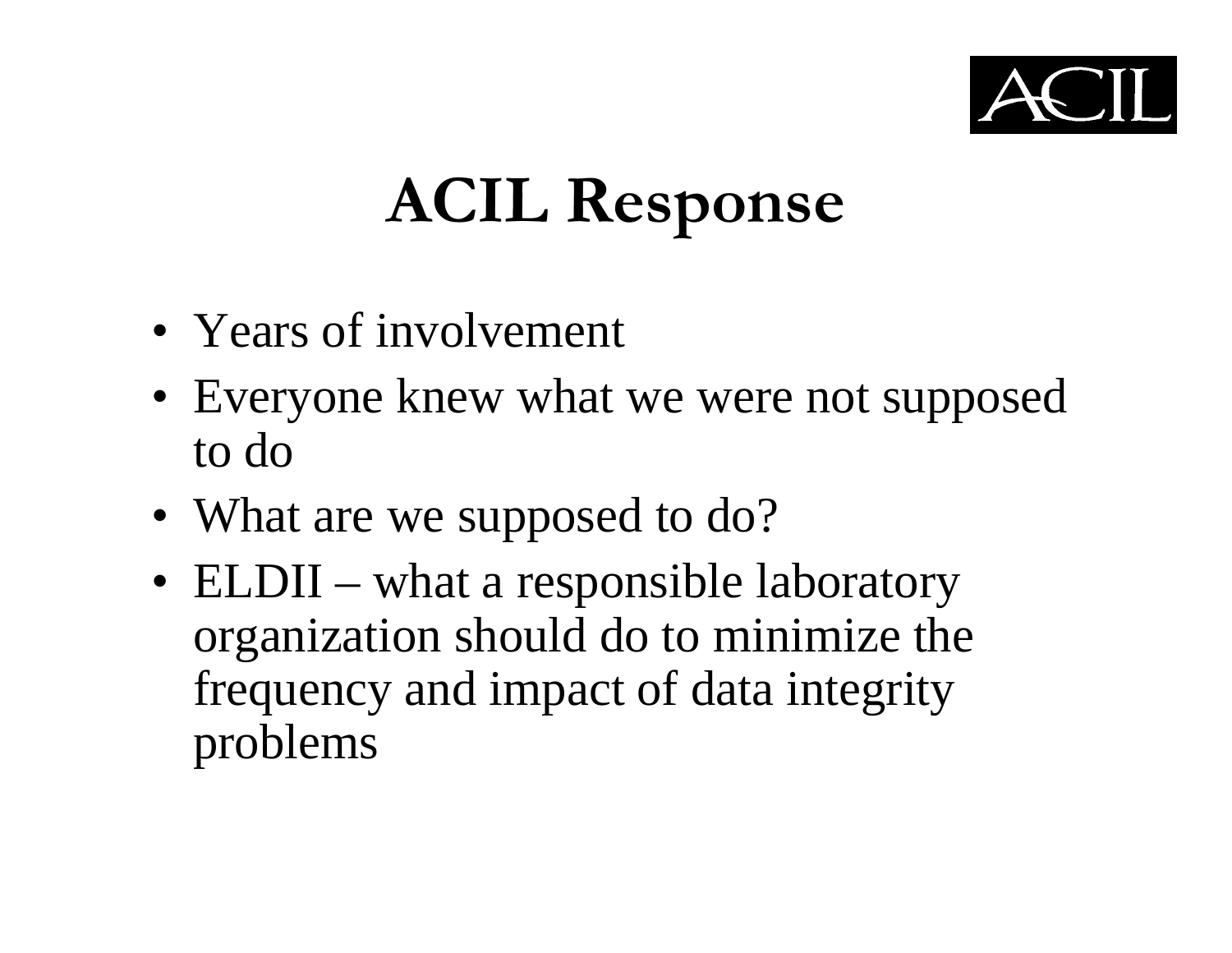# ACIL Response

- Years of involvement
- Everyone knew what we were not supposed to do
- What are we supposed to do?
- ELDII – what a responsible laboratory organization should do to minimize the frequency and impact of data integrity problems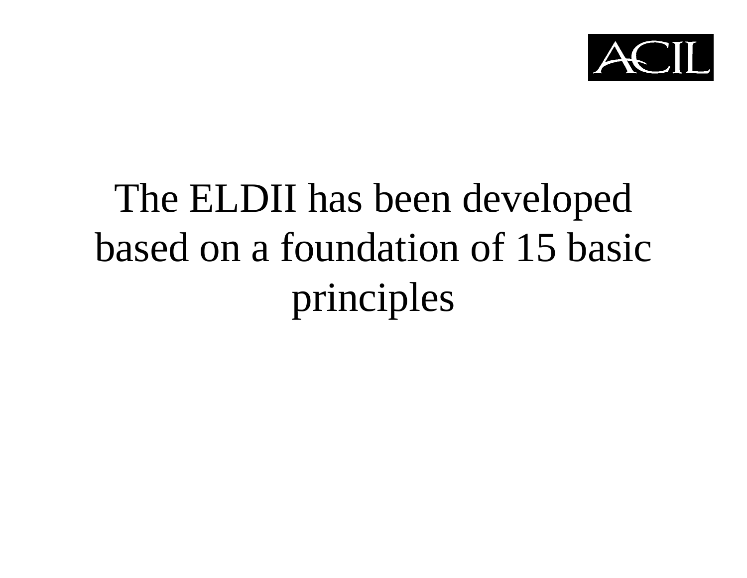The ELDII has been developed based on a foundation of 15 basic principles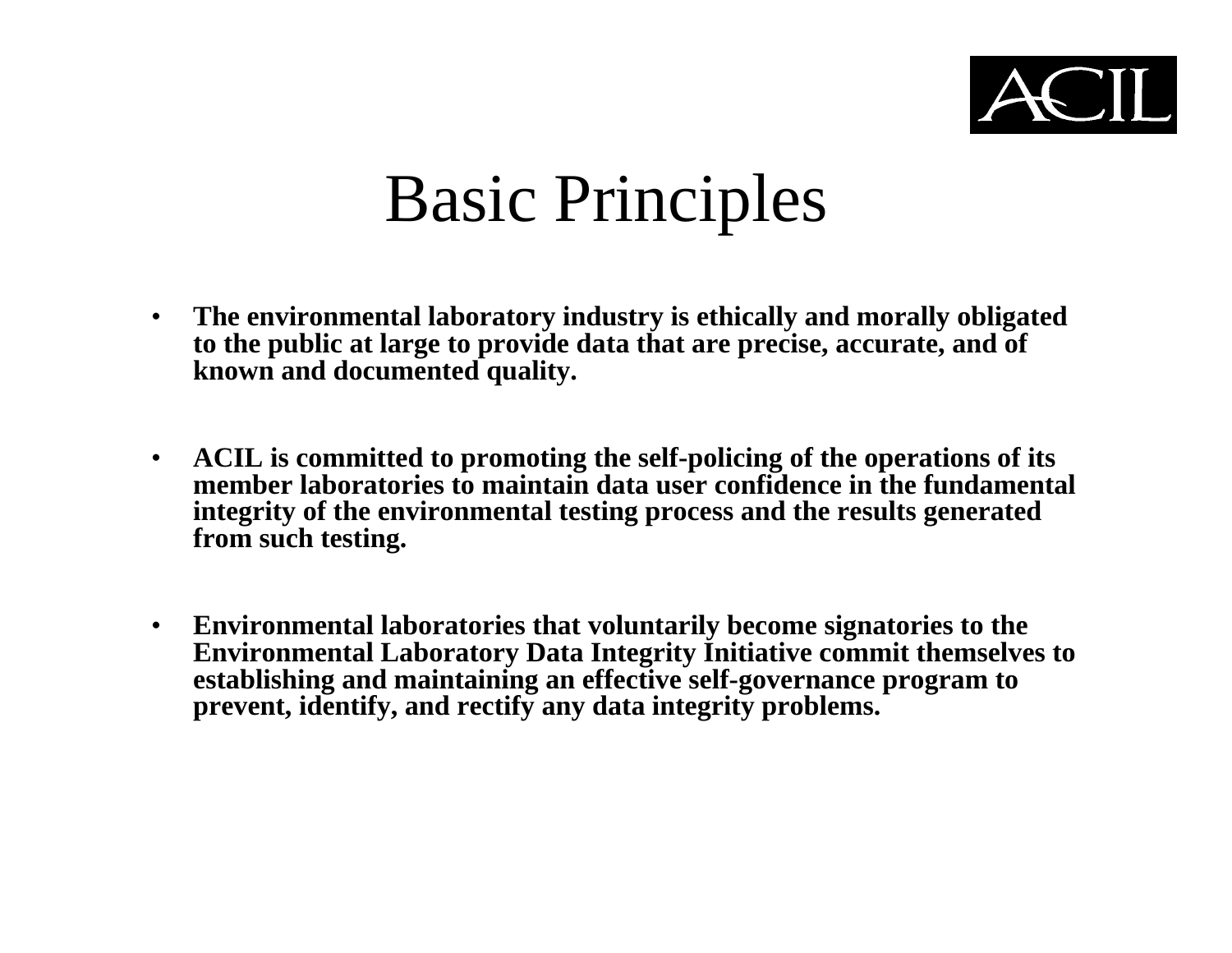# Basic Principles

- **The environmental laboratory industry is ethically and morally obligated to the public at large to provide data that are precise, accurate, and of known and documented quality.**

- **ACIL is committed to promoting the self-policing of the operations of its member laboratories to maintain data user confidence in the fundamental integrity of the environmental testing process and the results generated from such testing.**

- **Environmental laboratories that voluntarily become signatories to the Environmental Laboratory Data Integrity Initiative commit themselves to establishing and maintaining an effective self-governance program to prevent, identify, and rectify any data integrity problems.**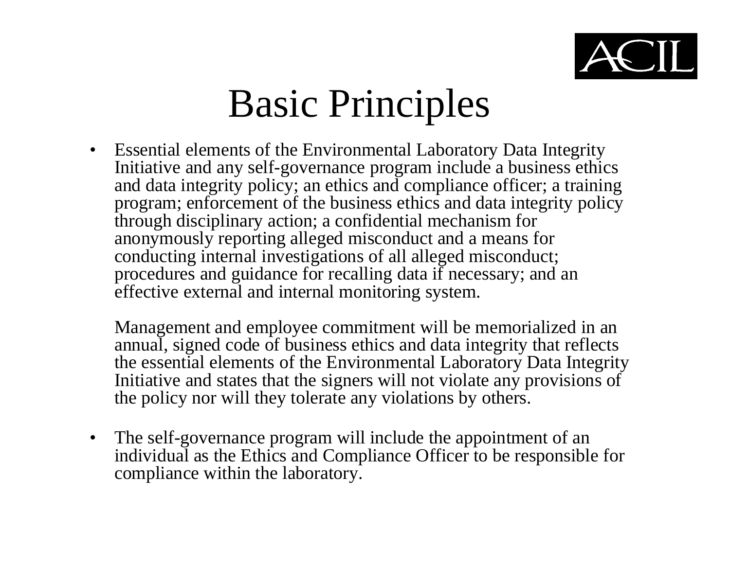# Basic Principles

- Essential elements of the Environmental Laboratory Data Integrity Initiative and any self-governance program include a business ethics and data integrity policy; an ethics and compliance officer; a training program; enforcement of the business ethics and data integrity policy through disciplinary action; a confidential mechanism for anonymously reporting alleged misconduct and a means for conducting internal investigations of all alleged misconduct; procedures and guidance for recalling data if necessary; and an effective external and internal monitoring system.

  Management and employee commitment will be memorialized in an annual, signed code of business ethics and data integrity that reflects the essential elements of the Environmental Laboratory Data Integrity Initiative and states that the signers will not violate any provisions of the policy nor will they tolerate any violations by others.

- The self-governance program will include the appointment of an individual as the Ethics and Compliance Officer to be responsible for compliance within the laboratory.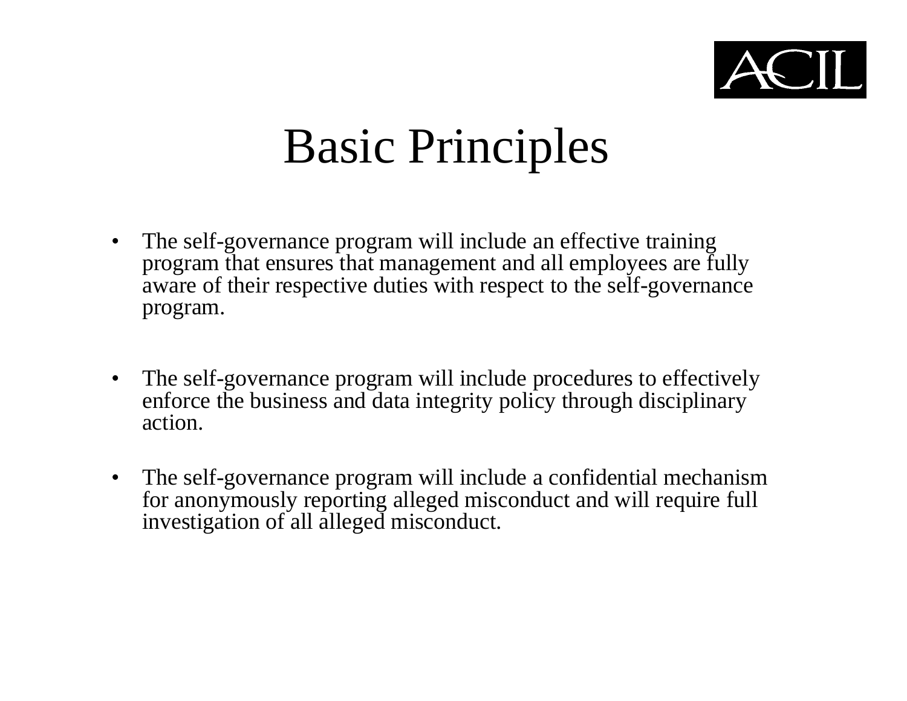# Basic Principles

- The self-governance program will include an effective training program that ensures that management and all employees are fully aware of their respective duties with respect to the self-governance program.

- The self-governance program will include procedures to effectively enforce the business and data integrity policy through disciplinary action.

- The self-governance program will include a confidential mechanism for anonymously reporting alleged misconduct and will require full investigation of all alleged misconduct.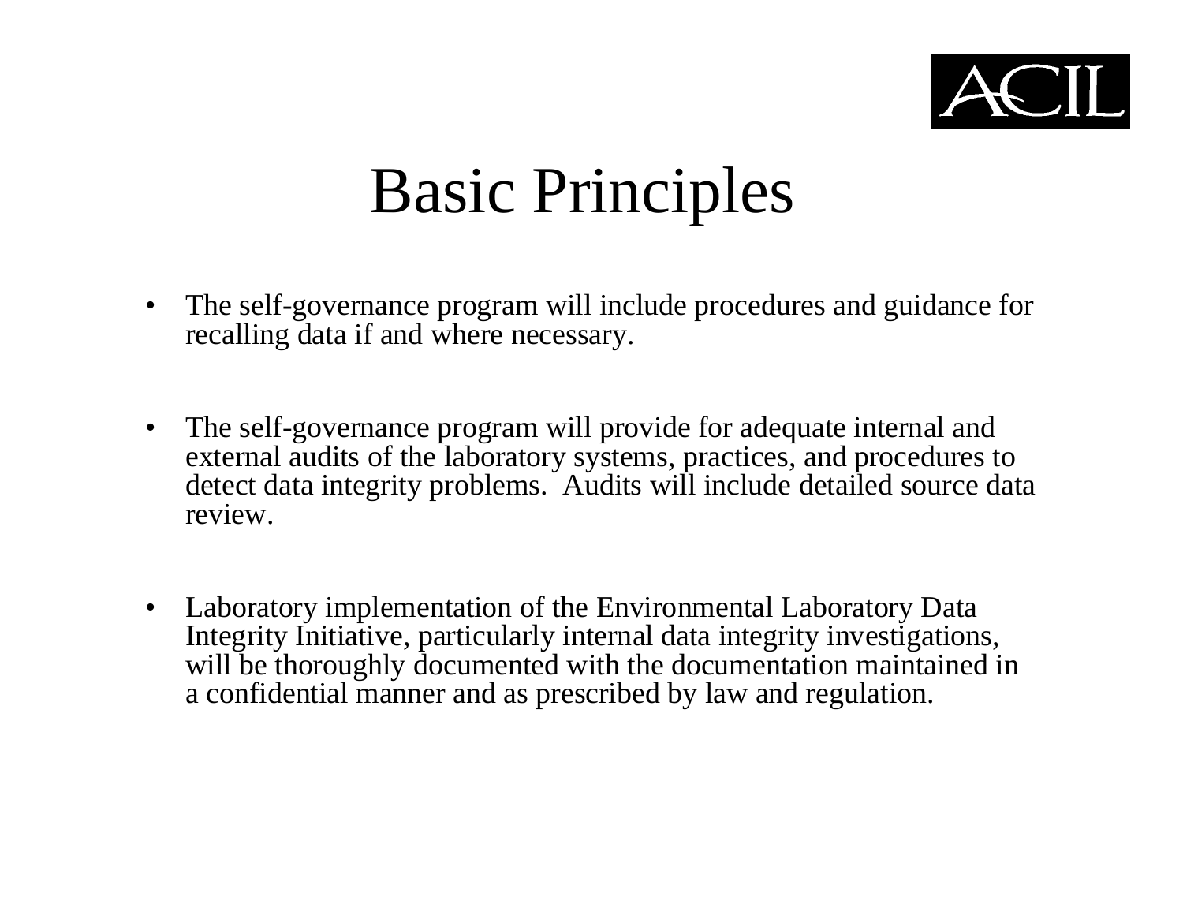# Basic Principles

- The self-governance program will include procedures and guidance for recalling data if and where necessary.

- The self-governance program will provide for adequate internal and external audits of the laboratory systems, practices, and procedures to detect data integrity problems. Audits will include detailed source data review.

- Laboratory implementation of the Environmental Laboratory Data Integrity Initiative, particularly internal data integrity investigations, will be thoroughly documented with the documentation maintained in a confidential manner and as prescribed by law and regulation.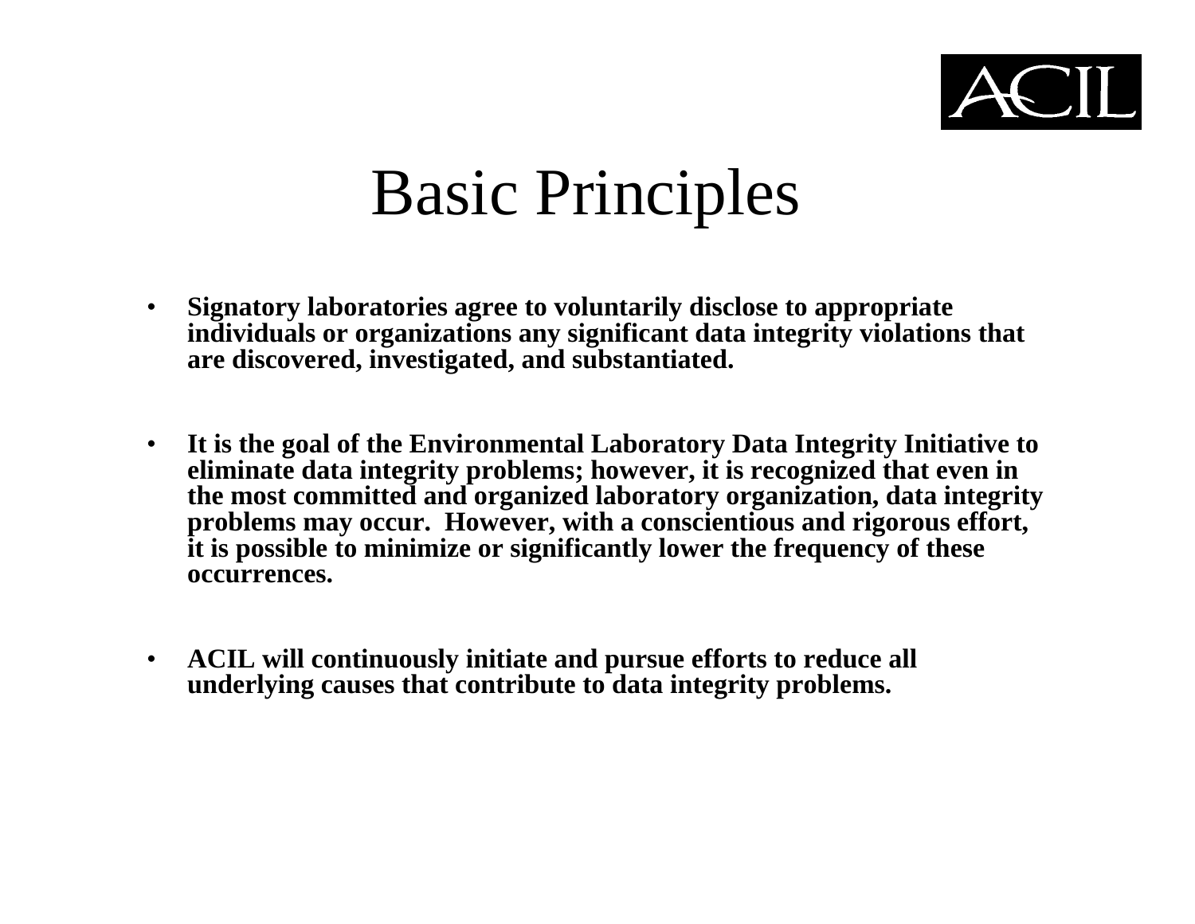# Basic Principles

- **Signatory laboratories agree to voluntarily disclose to appropriate individuals or organizations any significant data integrity violations that are discovered, investigated, and substantiated.**

- **It is the goal of the Environmental Laboratory Data Integrity Initiative to eliminate data integrity problems; however, it is recognized that even in the most committed and organized laboratory organization, data integrity problems may occur. However, with a conscientious and rigorous effort, it is possible to minimize or significantly lower the frequency of these occurrences.**

- **ACIL will continuously initiate and pursue efforts to reduce all underlying causes that contribute to data integrity problems.**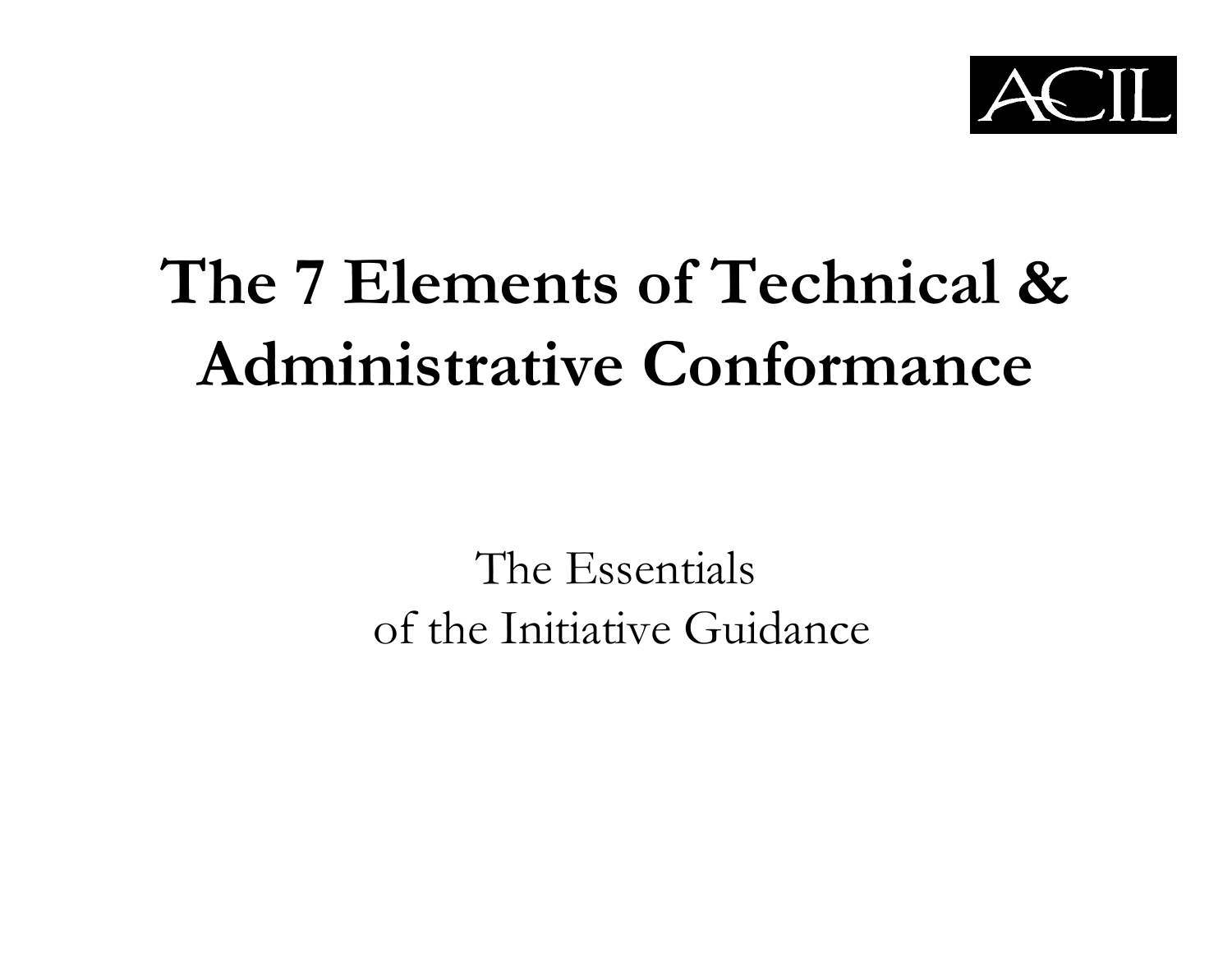ACIL

# The 7 Elements of Technical & Administrative Conformance

The Essentials
of the Initiative Guidance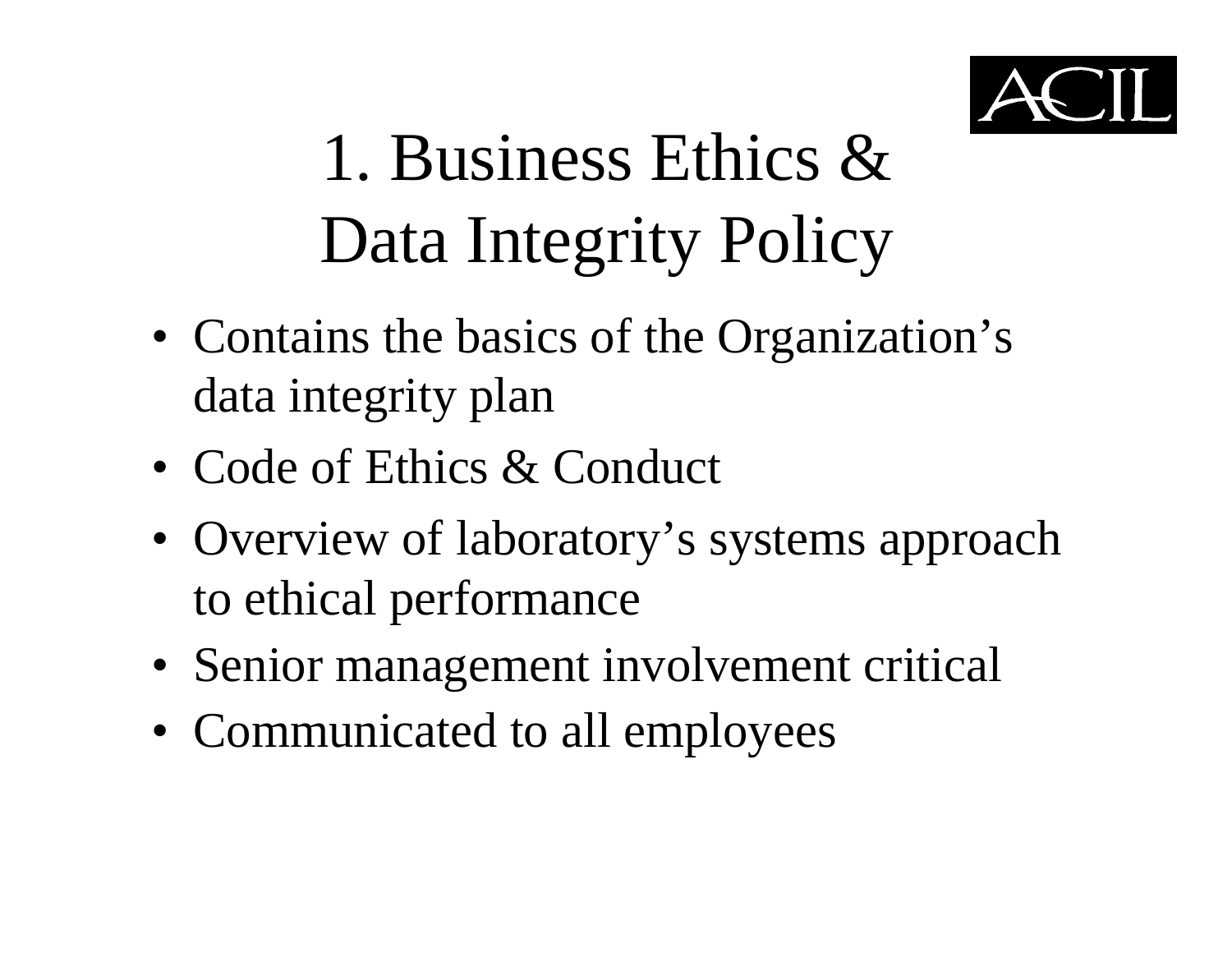# 1. Business Ethics & Data Integrity Policy

- Contains the basics of the Organization's data integrity plan
- Code of Ethics & Conduct
- Overview of laboratory's systems approach to ethical performance
- Senior management involvement critical
- Communicated to all employees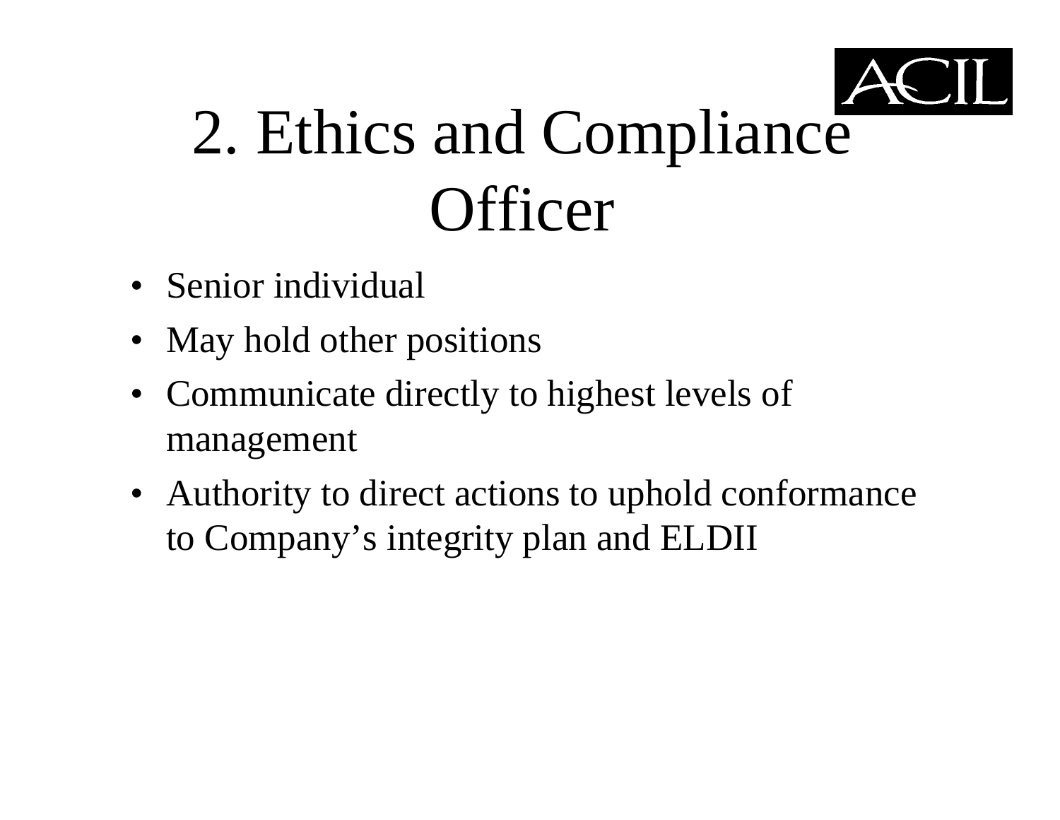# 2. Ethics and Compliance Officer

- Senior individual
- May hold other positions
- Communicate directly to highest levels of management
- Authority to direct actions to uphold conformance to Company's integrity plan and ELDII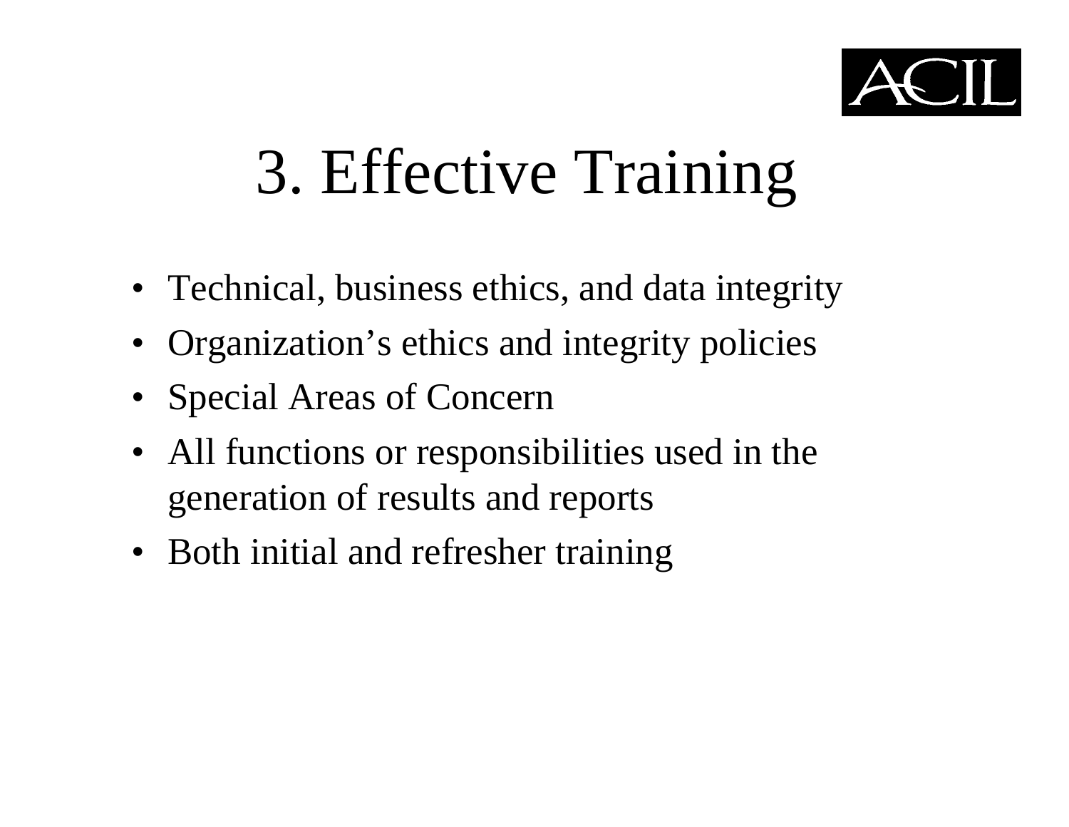# 3. Effective Training

- Technical, business ethics, and data integrity
- Organization's ethics and integrity policies
- Special Areas of Concern
- All functions or responsibilities used in the generation of results and reports
- Both initial and refresher training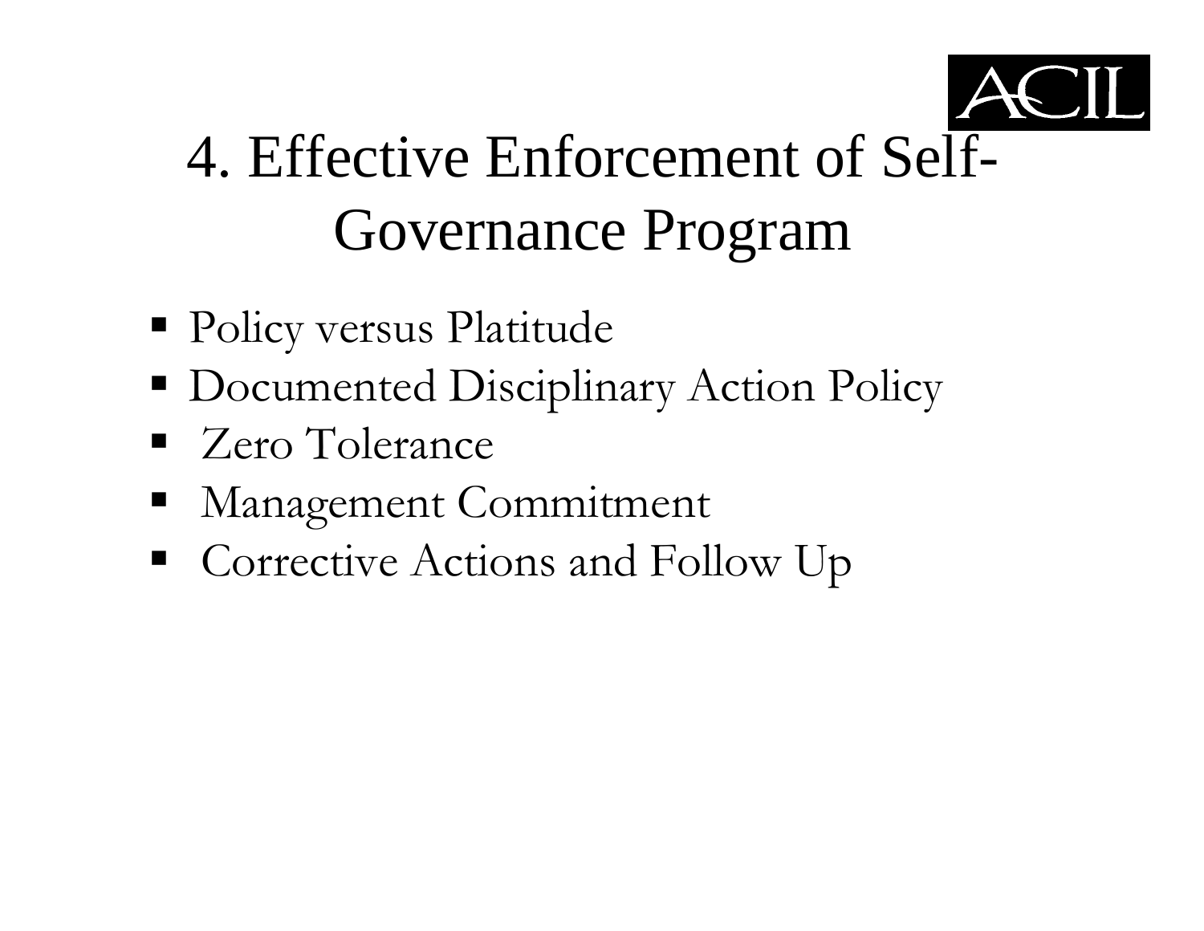# 4. Effective Enforcement of Self-Governance Program

- Policy versus Platitude
- Documented Disciplinary Action Policy
- Zero Tolerance
- Management Commitment
- Corrective Actions and Follow Up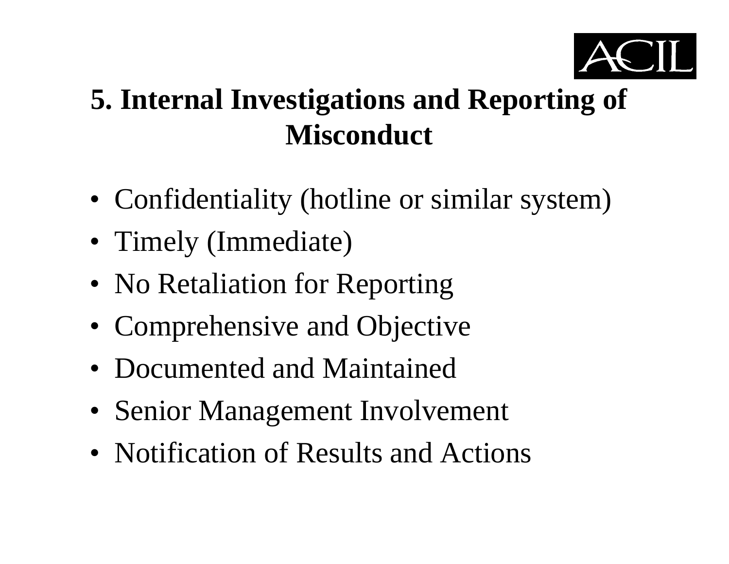# 5. Internal Investigations and Reporting of Misconduct

- Confidentiality (hotline or similar system)
- Timely (Immediate)
- No Retaliation for Reporting
- Comprehensive and Objective
- Documented and Maintained
- Senior Management Involvement
- Notification of Results and Actions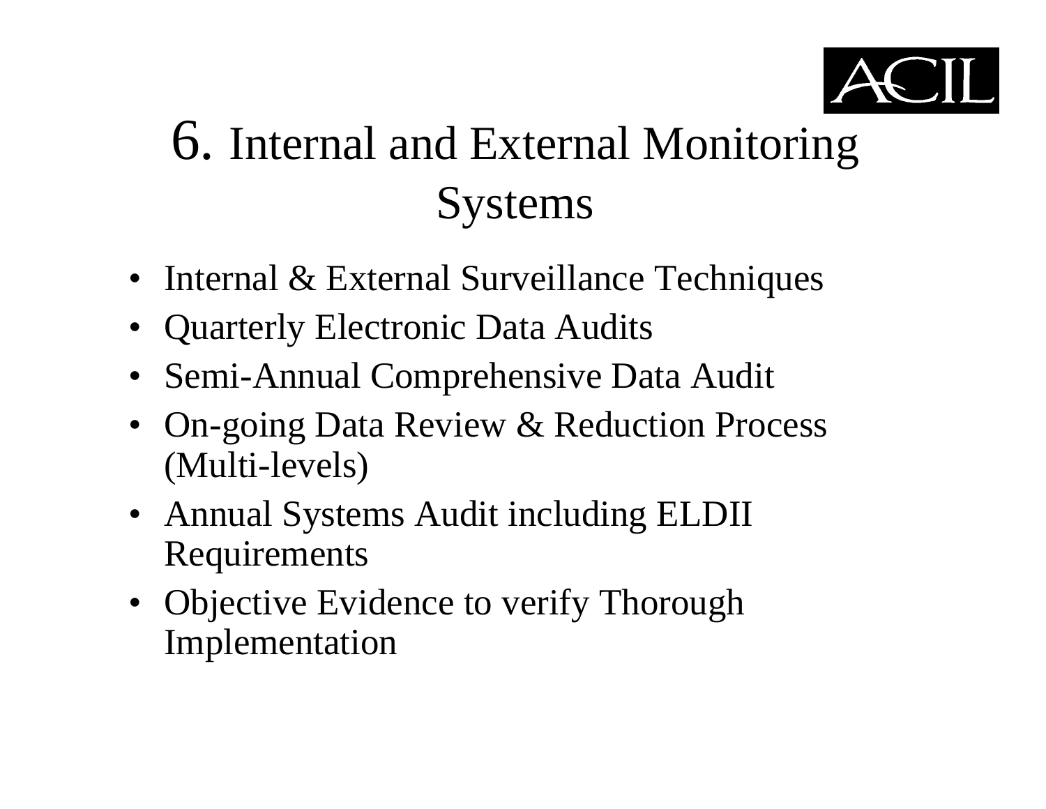# 6. Internal and External Monitoring Systems

- Internal & External Surveillance Techniques
- Quarterly Electronic Data Audits
- Semi-Annual Comprehensive Data Audit
- On-going Data Review & Reduction Process (Multi-levels)
- Annual Systems Audit including ELDII Requirements
- Objective Evidence to verify Thorough Implementation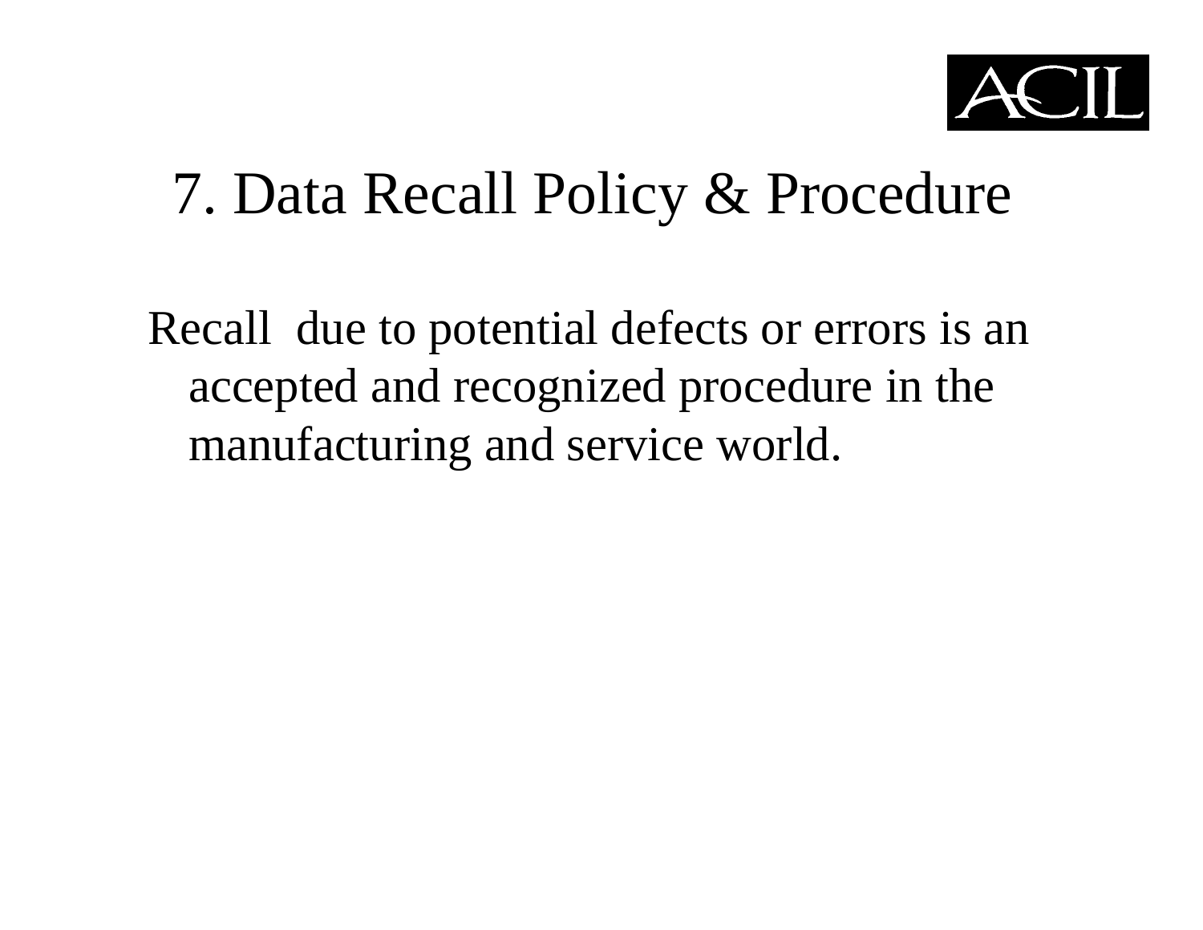# 7. Data Recall Policy & Procedure

Recall due to potential defects or errors is an accepted and recognized procedure in the manufacturing and service world.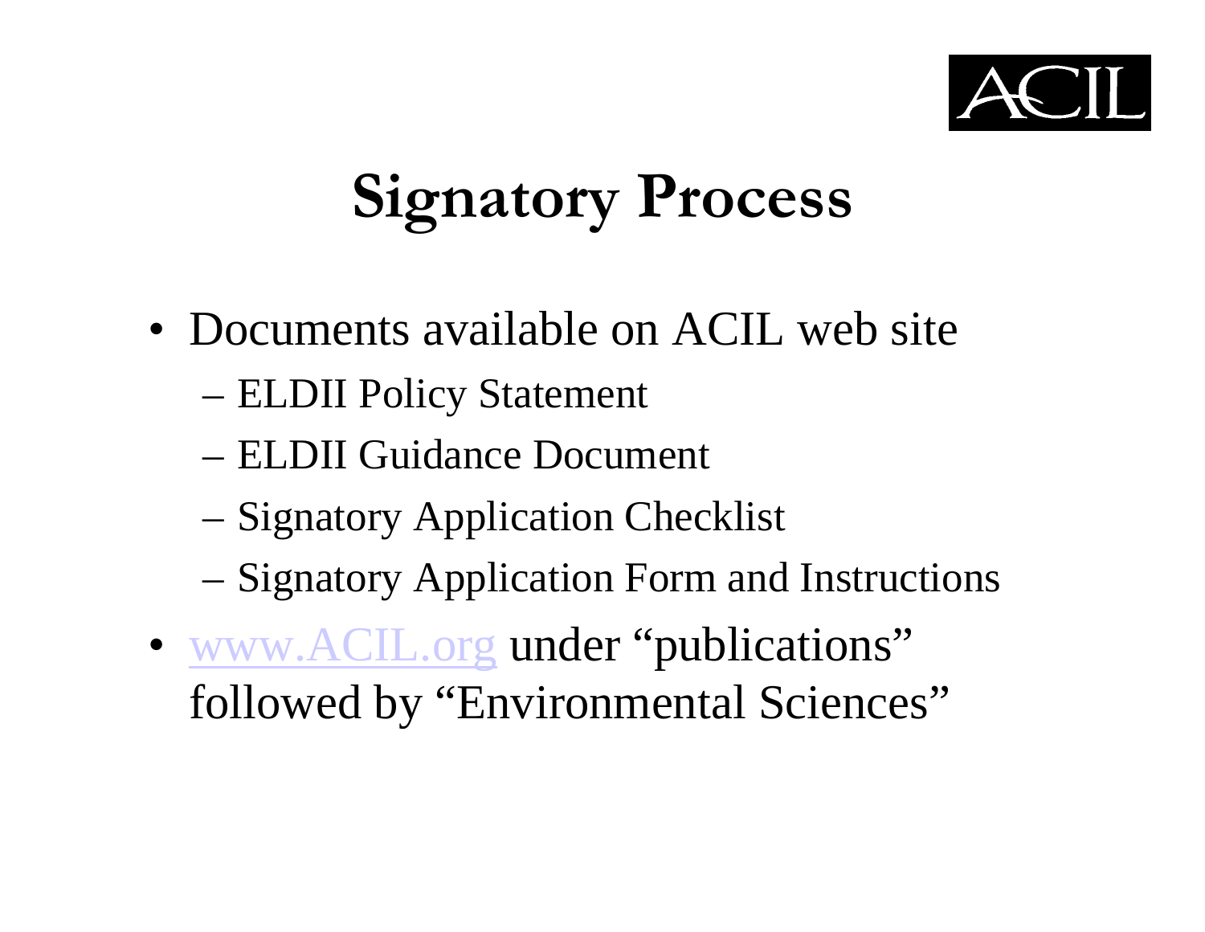ACIL

# Signatory Process

- Documents available on ACIL web site
  - ELDII Policy Statement
  - ELDII Guidance Document
  - Signatory Application Checklist
  - Signatory Application Form and Instructions
- www.ACIL.org under "publications" followed by "Environmental Sciences"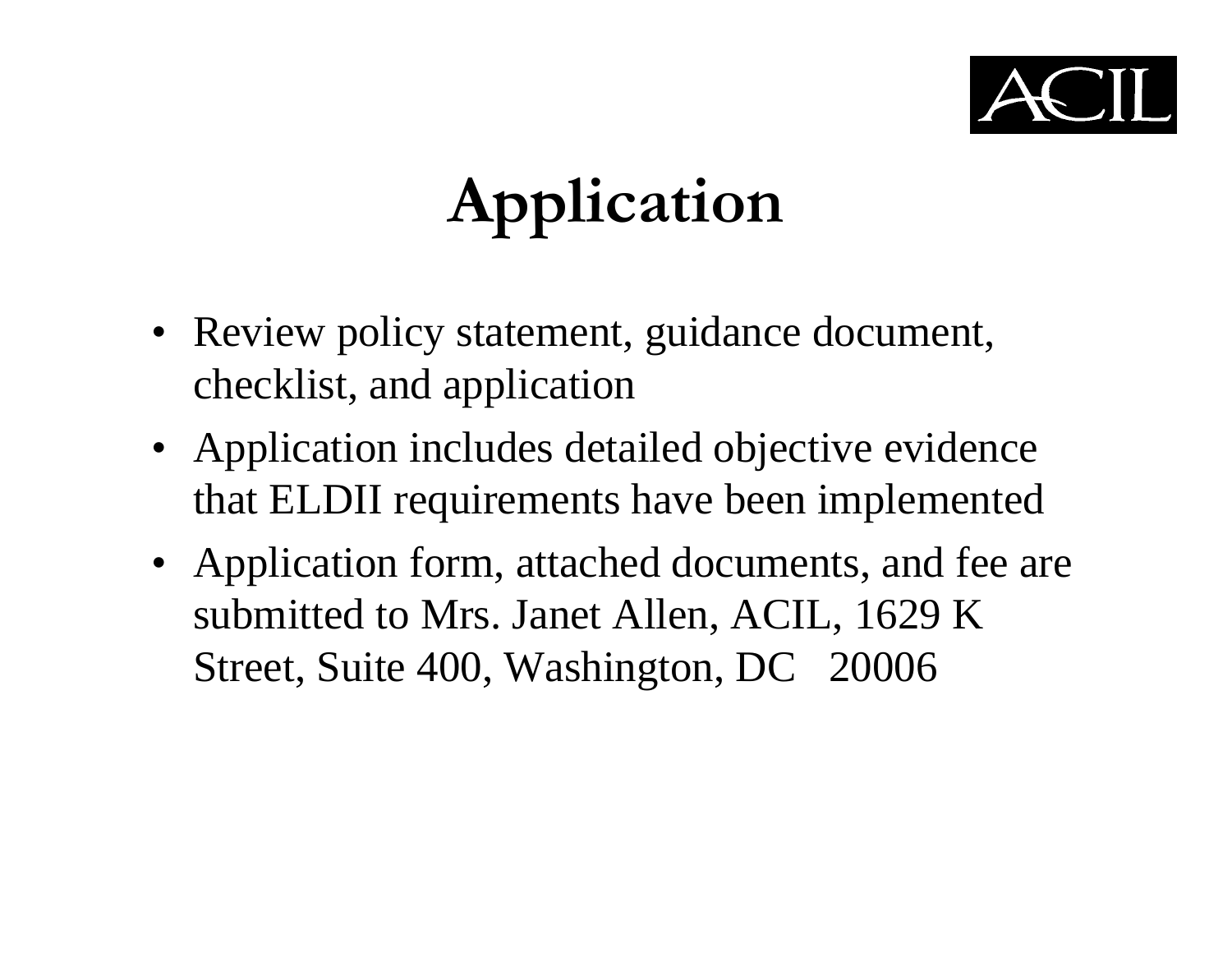# Application

- Review policy statement, guidance document, checklist, and application
- Application includes detailed objective evidence that ELDII requirements have been implemented
- Application form, attached documents, and fee are submitted to Mrs. Janet Allen, ACIL, 1629 K Street, Suite 400, Washington, DC 20006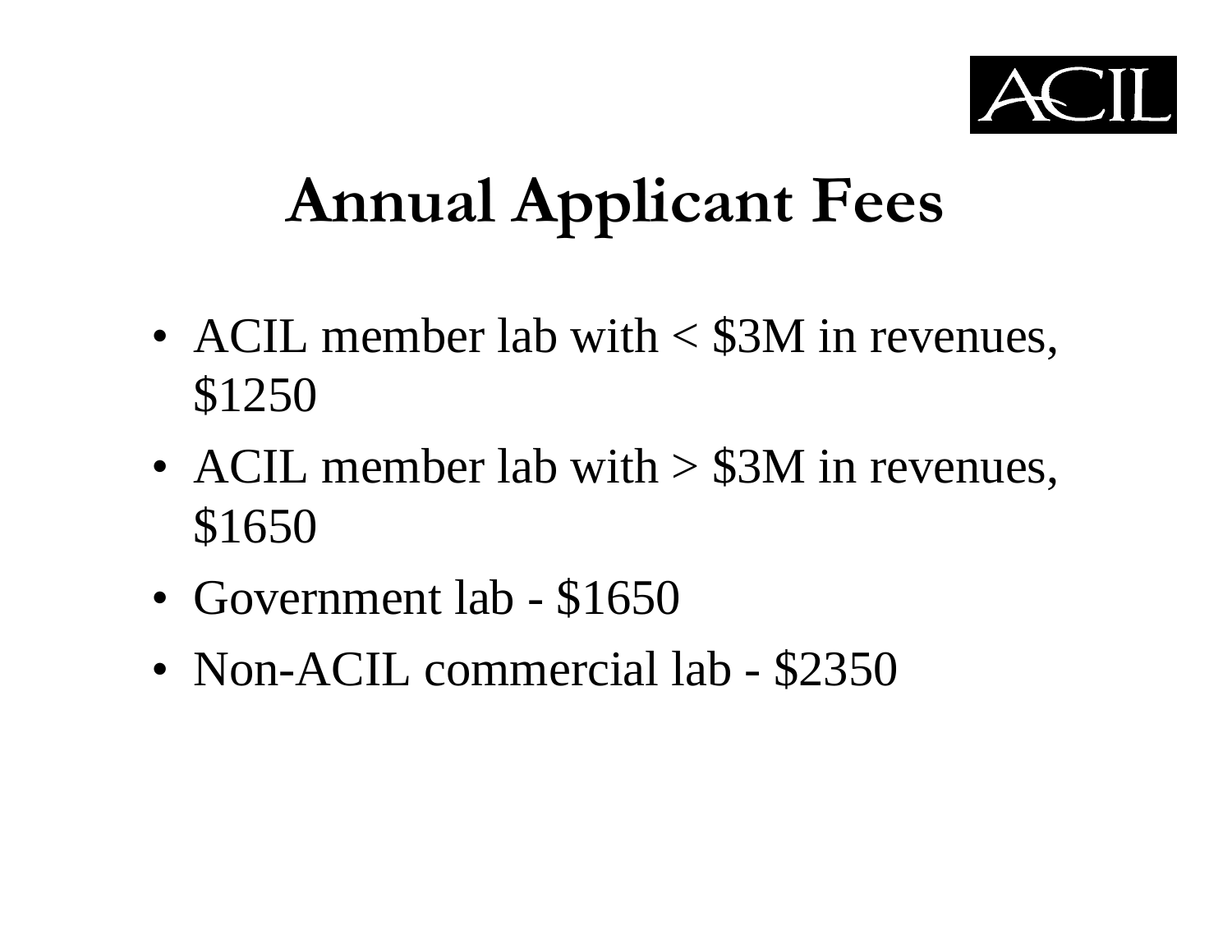# Annual Applicant Fees

- ACIL member lab with < $3M in revenues, $1250
- ACIL member lab with > $3M in revenues, $1650
- Government lab - $1650
- Non-ACIL commercial lab - $2350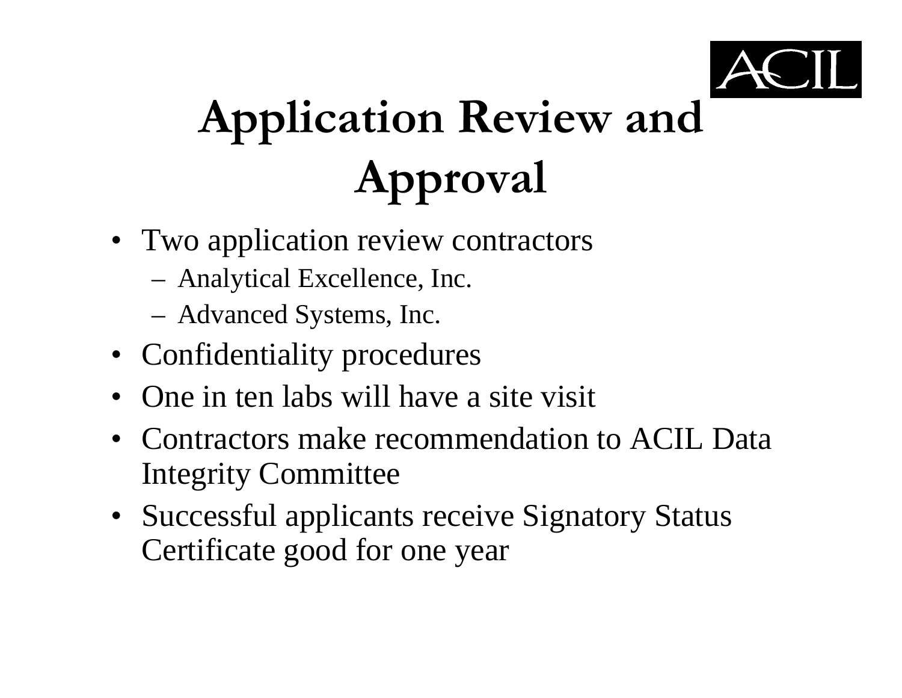# Application Review and Approval

- Two application review contractors
  - Analytical Excellence, Inc.
  - Advanced Systems, Inc.
- Confidentiality procedures
- One in ten labs will have a site visit
- Contractors make recommendation to ACIL Data Integrity Committee
- Successful applicants receive Signatory Status Certificate good for one year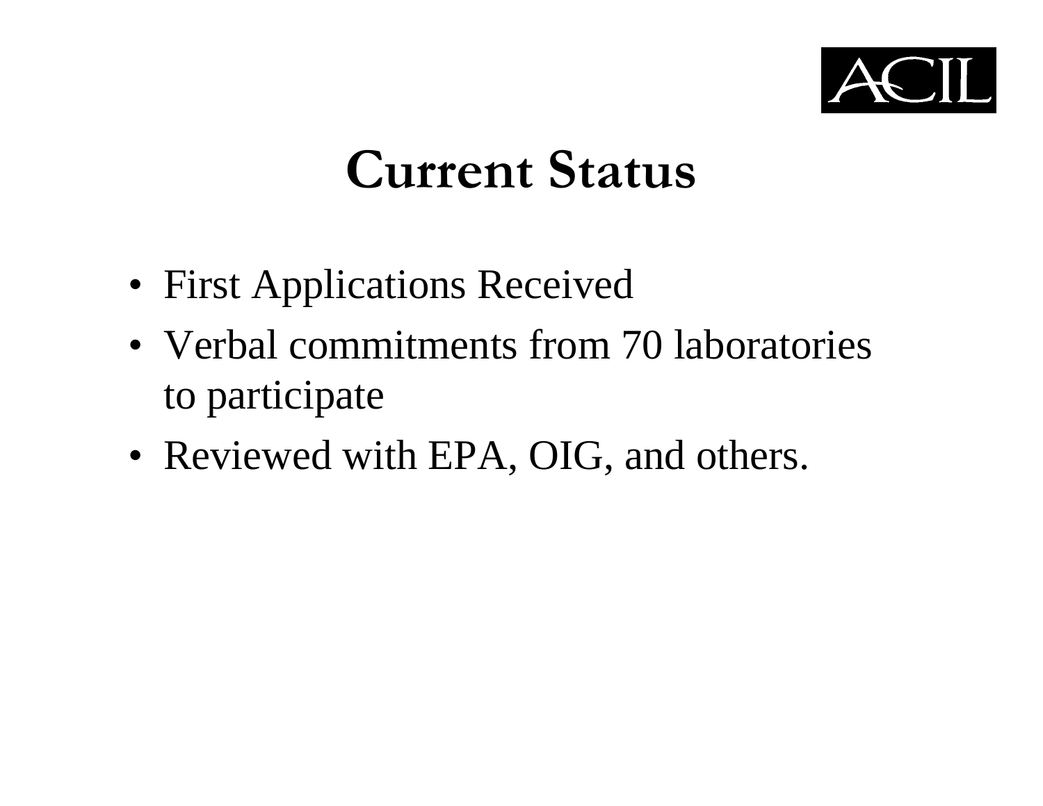# Current Status

- First Applications Received
- Verbal commitments from 70 laboratories to participate
- Reviewed with EPA, OIG, and others.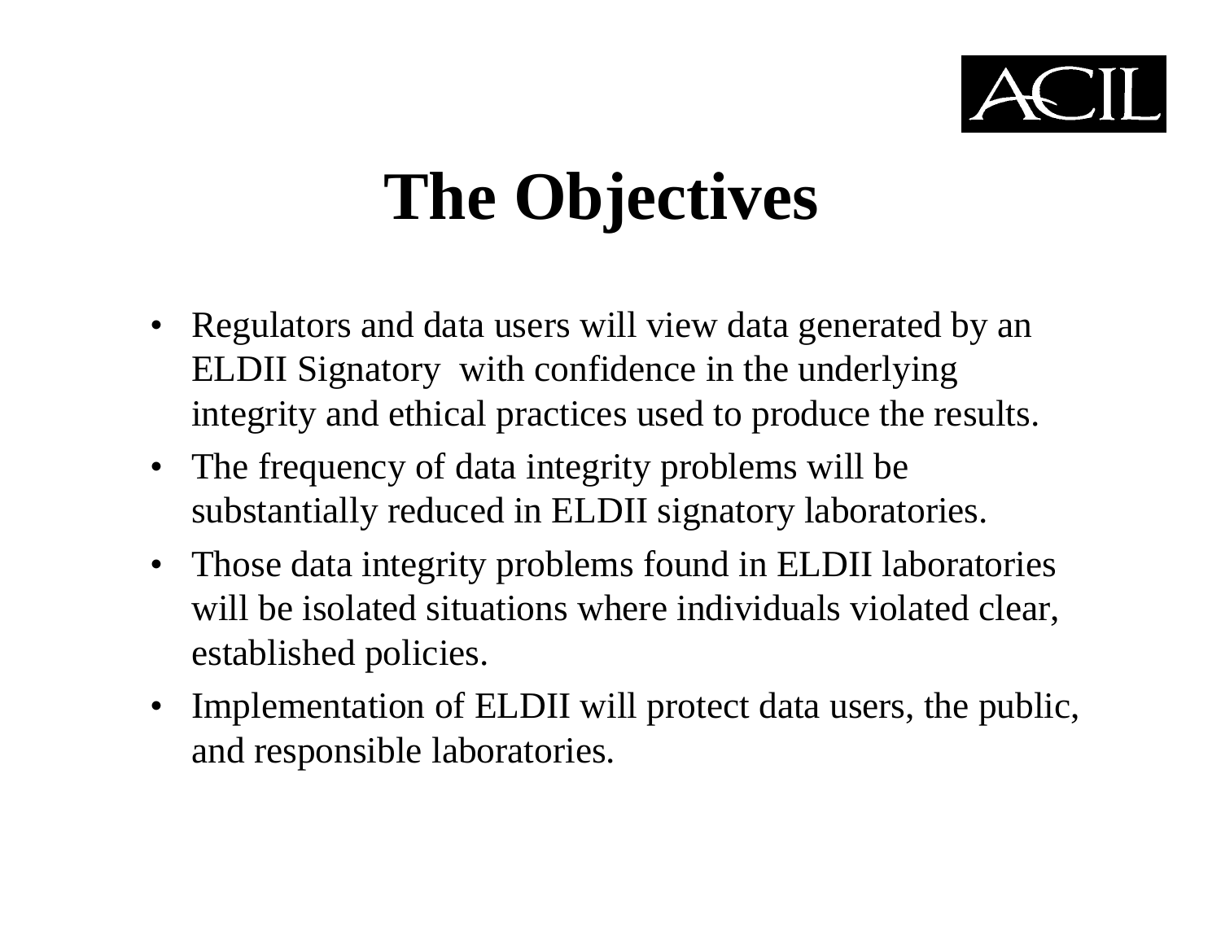# The Objectives

- Regulators and data users will view data generated by an ELDII Signatory with confidence in the underlying integrity and ethical practices used to produce the results.
- The frequency of data integrity problems will be substantially reduced in ELDII signatory laboratories.
- Those data integrity problems found in ELDII laboratories will be isolated situations where individuals violated clear, established policies.
- Implementation of ELDII will protect data users, the public, and responsible laboratories.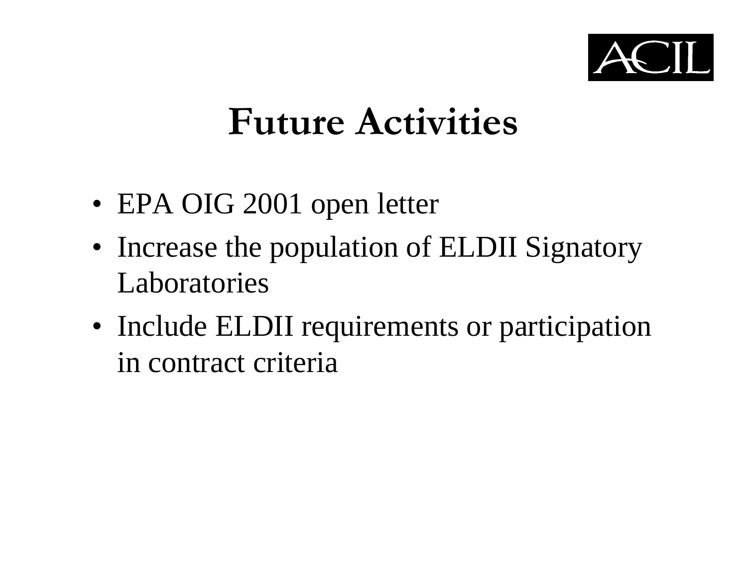# Future Activities

- EPA OIG 2001 open letter
- Increase the population of ELDII Signatory Laboratories
- Include ELDII requirements or participation in contract criteria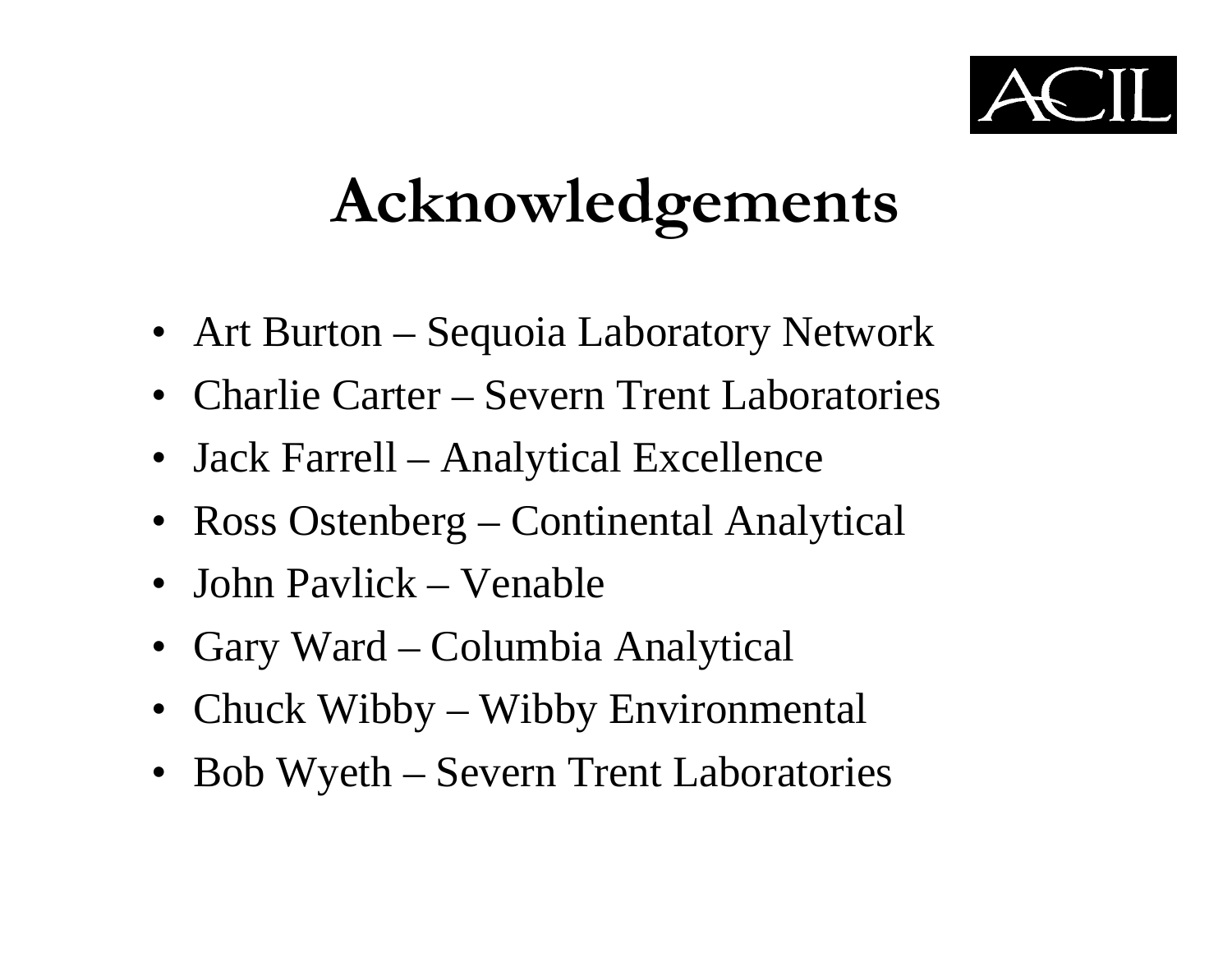ACIL

# Acknowledgements

- Art Burton – Sequoia Laboratory Network
- Charlie Carter – Severn Trent Laboratories
- Jack Farrell – Analytical Excellence
- Ross Ostenberg – Continental Analytical
- John Pavlick – Venable
- Gary Ward – Columbia Analytical
- Chuck Wibby – Wibby Environmental
- Bob Wyeth – Severn Trent Laboratories